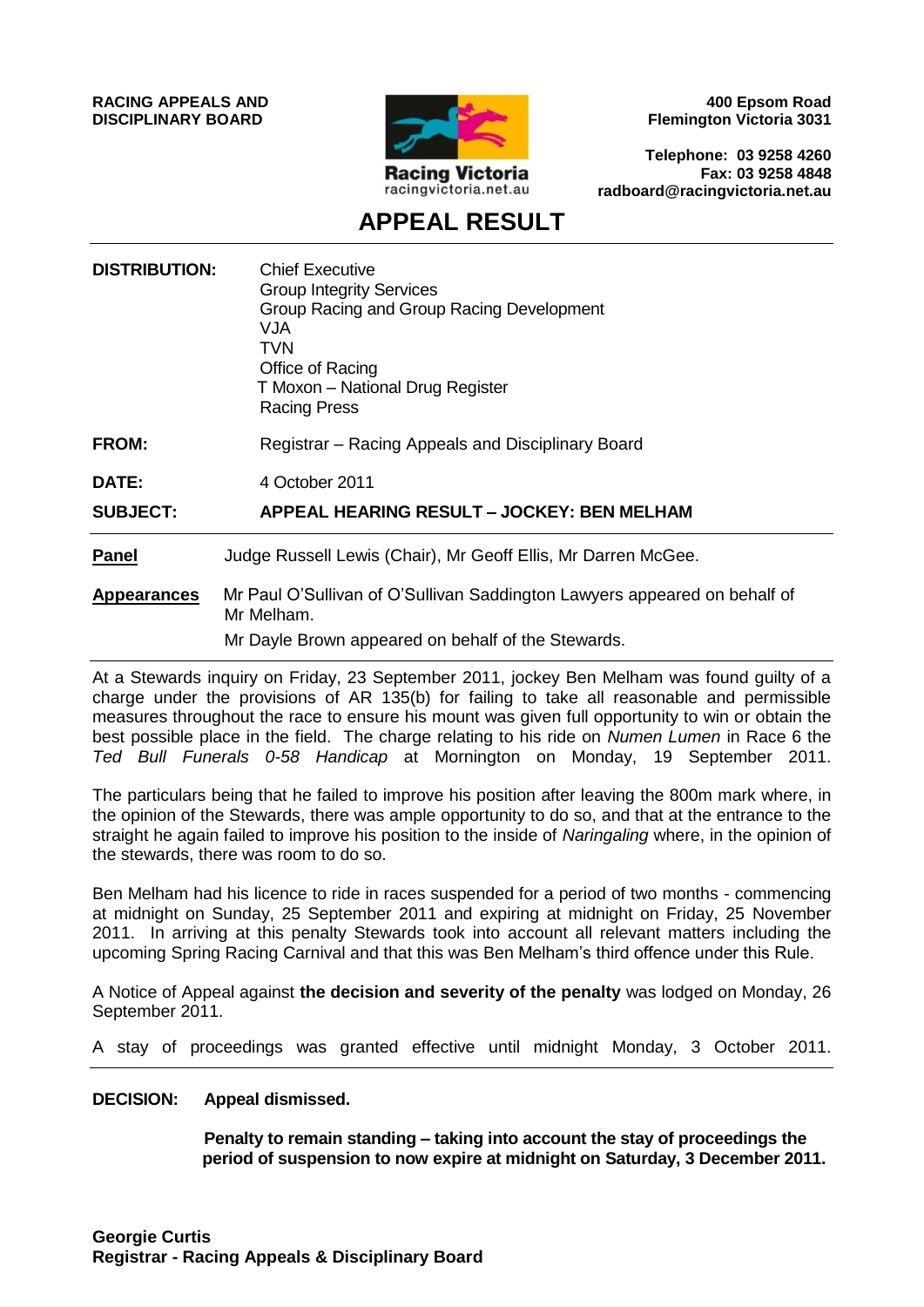**RACING APPEALS AND DISCIPLINARY BOARD**

Racing Victoria
racingvictoria.net.au

**400 Epsom Road**
**Flemington Victoria 3031**

**Telephone: 03 9258 4260**
**Fax: 03 9258 4848**
**radboard@racingvictoria.net.au**

# APPEAL RESULT

| | |
|---|---|
| **DISTRIBUTION:** | Chief Executive<br>Group Integrity Services<br>Group Racing and Group Racing Development<br>VJA<br>TVN<br>Office of Racing<br>T Moxon – National Drug Register<br>Racing Press |
| **FROM:** | Registrar – Racing Appeals and Disciplinary Board |
| **DATE:** | 4 October 2011 |
| **SUBJECT:** | **APPEAL HEARING RESULT – JOCKEY: BEN MELHAM** |

**Panel** Judge Russell Lewis (Chair), Mr Geoff Ellis, Mr Darren McGee.

**Appearances** Mr Paul O'Sullivan of O'Sullivan Saddington Lawyers appeared on behalf of Mr Melham.

Mr Dayle Brown appeared on behalf of the Stewards.

At a Stewards inquiry on Friday, 23 September 2011, jockey Ben Melham was found guilty of a charge under the provisions of AR 135(b) for failing to take all reasonable and permissible measures throughout the race to ensure his mount was given full opportunity to win or obtain the best possible place in the field. The charge relating to his ride on *Numen Lumen* in Race 6 the *Ted Bull Funerals 0-58 Handicap* at Mornington on Monday, 19 September 2011.

The particulars being that he failed to improve his position after leaving the 800m mark where, in the opinion of the Stewards, there was ample opportunity to do so, and that at the entrance to the straight he again failed to improve his position to the inside of *Naringaling* where, in the opinion of the stewards, there was room to do so.

Ben Melham had his licence to ride in races suspended for a period of two months - commencing at midnight on Sunday, 25 September 2011 and expiring at midnight on Friday, 25 November 2011. In arriving at this penalty Stewards took into account all relevant matters including the upcoming Spring Racing Carnival and that this was Ben Melham's third offence under this Rule.

A Notice of Appeal against **the decision and severity of the penalty** was lodged on Monday, 26 September 2011.

A stay of proceedings was granted effective until midnight Monday, 3 October 2011.

**DECISION:** **Appeal dismissed.**

**Penalty to remain standing – taking into account the stay of proceedings the period of suspension to now expire at midnight on Saturday, 3 December 2011.**

**Georgie Curtis**
**Registrar - Racing Appeals & Disciplinary Board**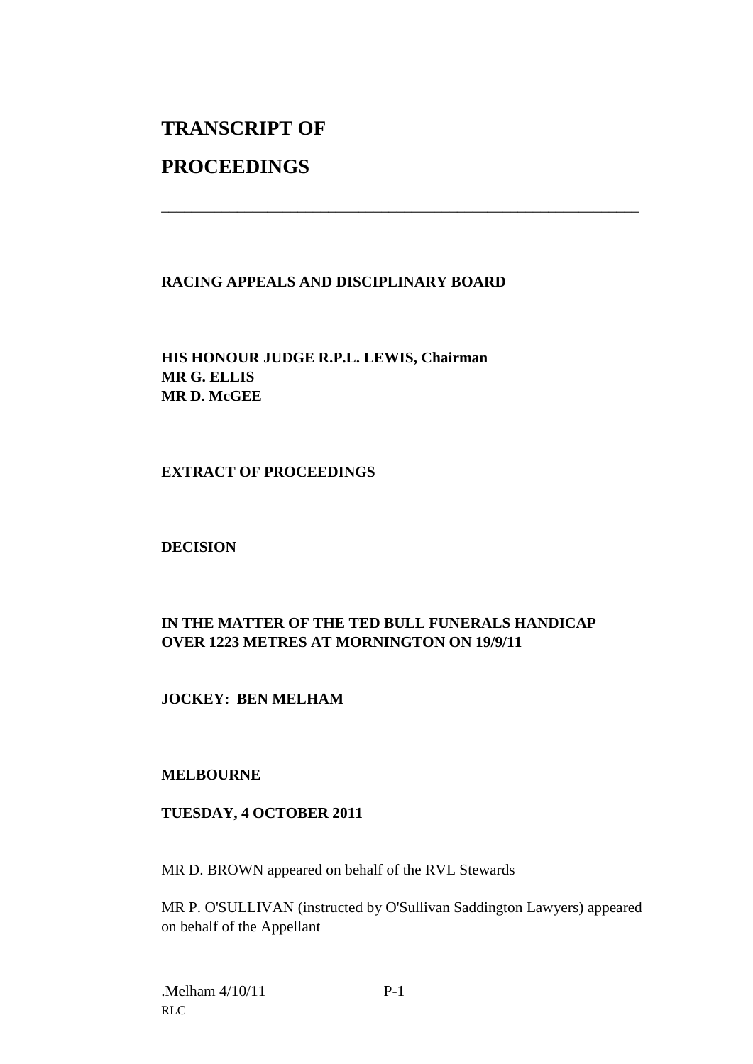# TRANSCRIPT OF

# PROCEEDINGS

---

**RACING APPEALS AND DISCIPLINARY BOARD**

**HIS HONOUR JUDGE R.P.L. LEWIS, Chairman**
**MR G. ELLIS**
**MR D. McGEE**

**EXTRACT OF PROCEEDINGS**

**DECISION**

**IN THE MATTER OF THE TED BULL FUNERALS HANDICAP OVER 1223 METRES AT MORNINGTON ON 19/9/11**

**JOCKEY: BEN MELHAM**

**MELBOURNE**

**TUESDAY, 4 OCTOBER 2011**

MR D. BROWN appeared on behalf of the RVL Stewards

MR P. O'SULLIVAN (instructed by O'Sullivan Saddington Lawyers) appeared on behalf of the Appellant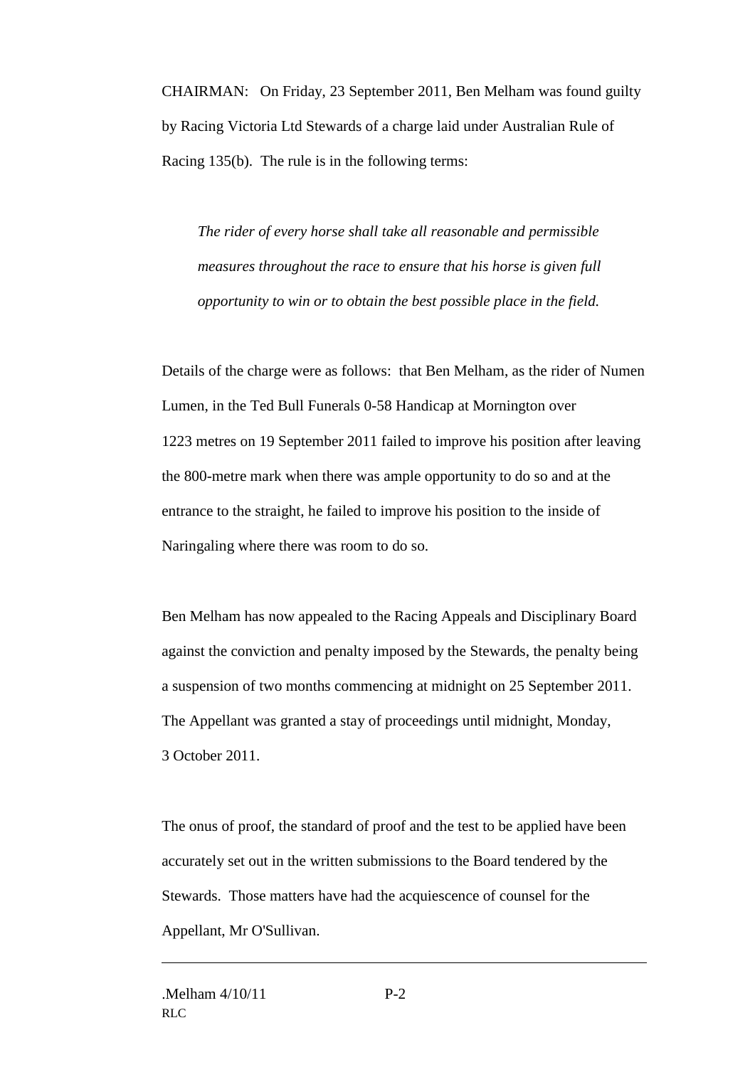CHAIRMAN: On Friday, 23 September 2011, Ben Melham was found guilty by Racing Victoria Ltd Stewards of a charge laid under Australian Rule of Racing 135(b). The rule is in the following terms:

> *The rider of every horse shall take all reasonable and permissible measures throughout the race to ensure that his horse is given full opportunity to win or to obtain the best possible place in the field.*

Details of the charge were as follows: that Ben Melham, as the rider of Numen Lumen, in the Ted Bull Funerals 0-58 Handicap at Mornington over 1223 metres on 19 September 2011 failed to improve his position after leaving the 800-metre mark when there was ample opportunity to do so and at the entrance to the straight, he failed to improve his position to the inside of Naringaling where there was room to do so.

Ben Melham has now appealed to the Racing Appeals and Disciplinary Board against the conviction and penalty imposed by the Stewards, the penalty being a suspension of two months commencing at midnight on 25 September 2011. The Appellant was granted a stay of proceedings until midnight, Monday, 3 October 2011.

The onus of proof, the standard of proof and the test to be applied have been accurately set out in the written submissions to the Board tendered by the Stewards. Those matters have had the acquiescence of counsel for the Appellant, Mr O'Sullivan.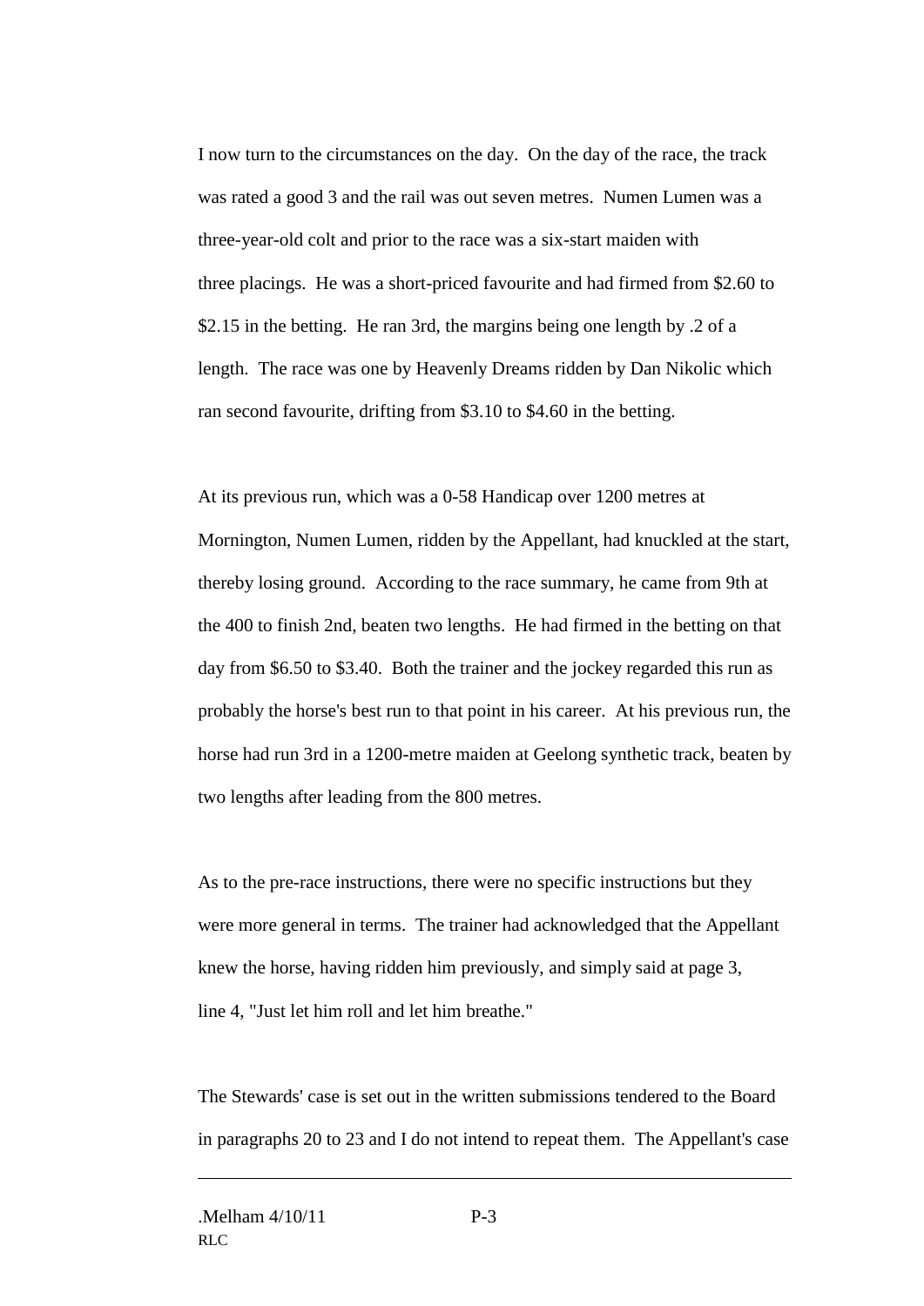I now turn to the circumstances on the day. On the day of the race, the track was rated a good 3 and the rail was out seven metres. Numen Lumen was a three-year-old colt and prior to the race was a six-start maiden with three placings. He was a short-priced favourite and had firmed from $2.60 to $2.15 in the betting. He ran 3rd, the margins being one length by .2 of a length. The race was one by Heavenly Dreams ridden by Dan Nikolic which ran second favourite, drifting from $3.10 to $4.60 in the betting.

At its previous run, which was a 0-58 Handicap over 1200 metres at Mornington, Numen Lumen, ridden by the Appellant, had knuckled at the start, thereby losing ground. According to the race summary, he came from 9th at the 400 to finish 2nd, beaten two lengths. He had firmed in the betting on that day from $6.50 to $3.40. Both the trainer and the jockey regarded this run as probably the horse's best run to that point in his career. At his previous run, the horse had run 3rd in a 1200-metre maiden at Geelong synthetic track, beaten by two lengths after leading from the 800 metres.

As to the pre-race instructions, there were no specific instructions but they were more general in terms. The trainer had acknowledged that the Appellant knew the horse, having ridden him previously, and simply said at page 3, line 4, "Just let him roll and let him breathe."

The Stewards' case is set out in the written submissions tendered to the Board in paragraphs 20 to 23 and I do not intend to repeat them. The Appellant's case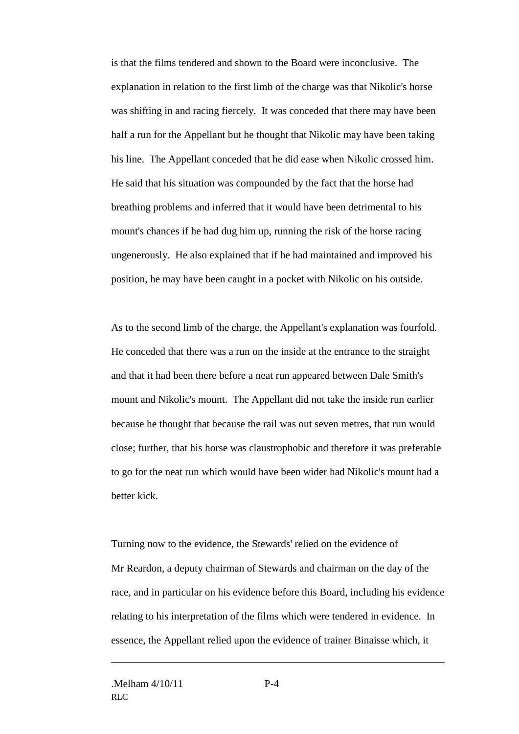is that the films tendered and shown to the Board were inconclusive. The explanation in relation to the first limb of the charge was that Nikolic's horse was shifting in and racing fiercely. It was conceded that there may have been half a run for the Appellant but he thought that Nikolic may have been taking his line. The Appellant conceded that he did ease when Nikolic crossed him. He said that his situation was compounded by the fact that the horse had breathing problems and inferred that it would have been detrimental to his mount's chances if he had dug him up, running the risk of the horse racing ungenerously. He also explained that if he had maintained and improved his position, he may have been caught in a pocket with Nikolic on his outside.

As to the second limb of the charge, the Appellant's explanation was fourfold. He conceded that there was a run on the inside at the entrance to the straight and that it had been there before a neat run appeared between Dale Smith's mount and Nikolic's mount. The Appellant did not take the inside run earlier because he thought that because the rail was out seven metres, that run would close; further, that his horse was claustrophobic and therefore it was preferable to go for the neat run which would have been wider had Nikolic's mount had a better kick.

Turning now to the evidence, the Stewards' relied on the evidence of Mr Reardon, a deputy chairman of Stewards and chairman on the day of the race, and in particular on his evidence before this Board, including his evidence relating to his interpretation of the films which were tendered in evidence. In essence, the Appellant relied upon the evidence of trainer Binaisse which, it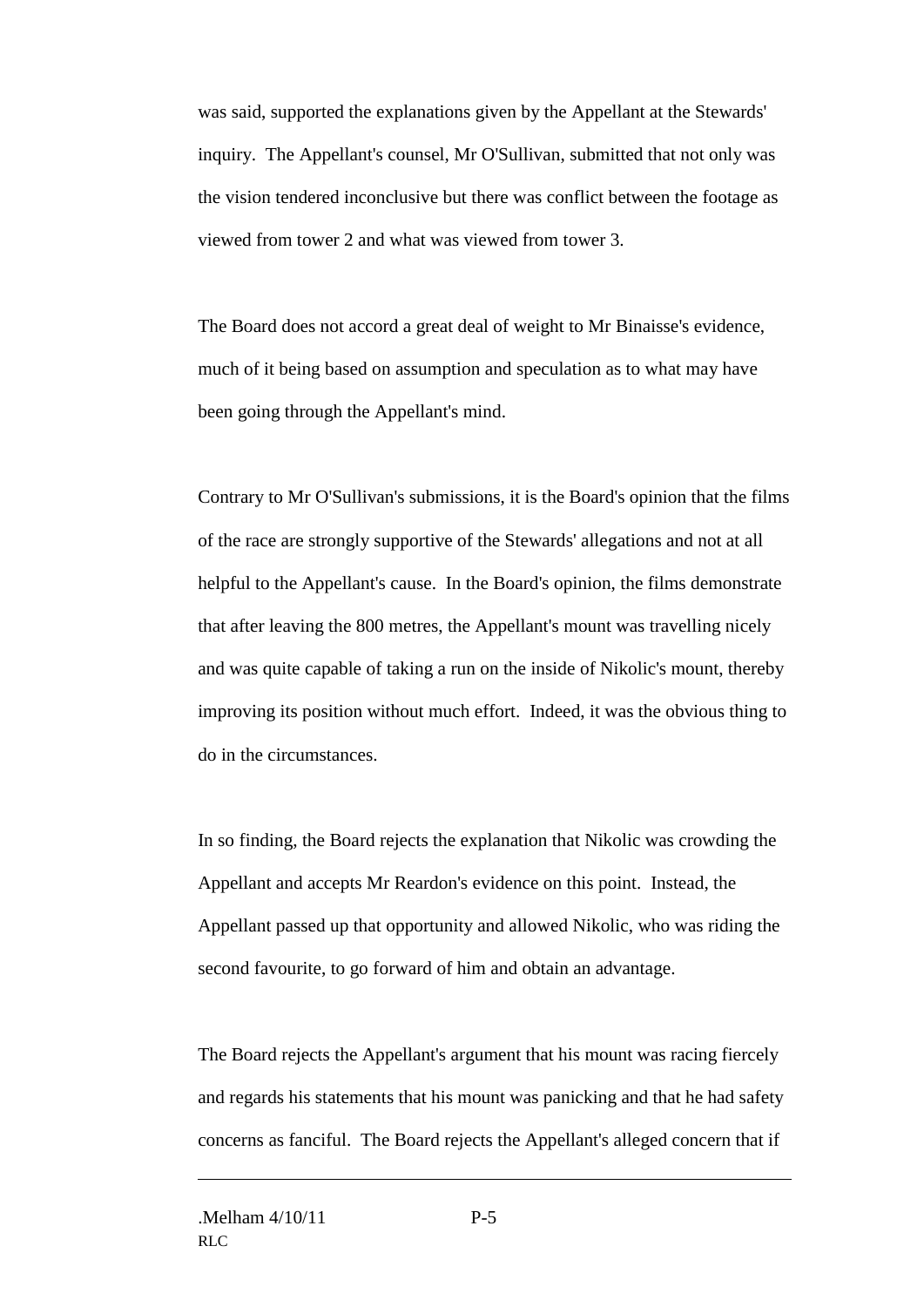was said, supported the explanations given by the Appellant at the Stewards' inquiry. The Appellant's counsel, Mr O'Sullivan, submitted that not only was the vision tendered inconclusive but there was conflict between the footage as viewed from tower 2 and what was viewed from tower 3.

The Board does not accord a great deal of weight to Mr Binaisse's evidence, much of it being based on assumption and speculation as to what may have been going through the Appellant's mind.

Contrary to Mr O'Sullivan's submissions, it is the Board's opinion that the films of the race are strongly supportive of the Stewards' allegations and not at all helpful to the Appellant's cause. In the Board's opinion, the films demonstrate that after leaving the 800 metres, the Appellant's mount was travelling nicely and was quite capable of taking a run on the inside of Nikolic's mount, thereby improving its position without much effort. Indeed, it was the obvious thing to do in the circumstances.

In so finding, the Board rejects the explanation that Nikolic was crowding the Appellant and accepts Mr Reardon's evidence on this point. Instead, the Appellant passed up that opportunity and allowed Nikolic, who was riding the second favourite, to go forward of him and obtain an advantage.

The Board rejects the Appellant's argument that his mount was racing fiercely and regards his statements that his mount was panicking and that he had safety concerns as fanciful. The Board rejects the Appellant's alleged concern that if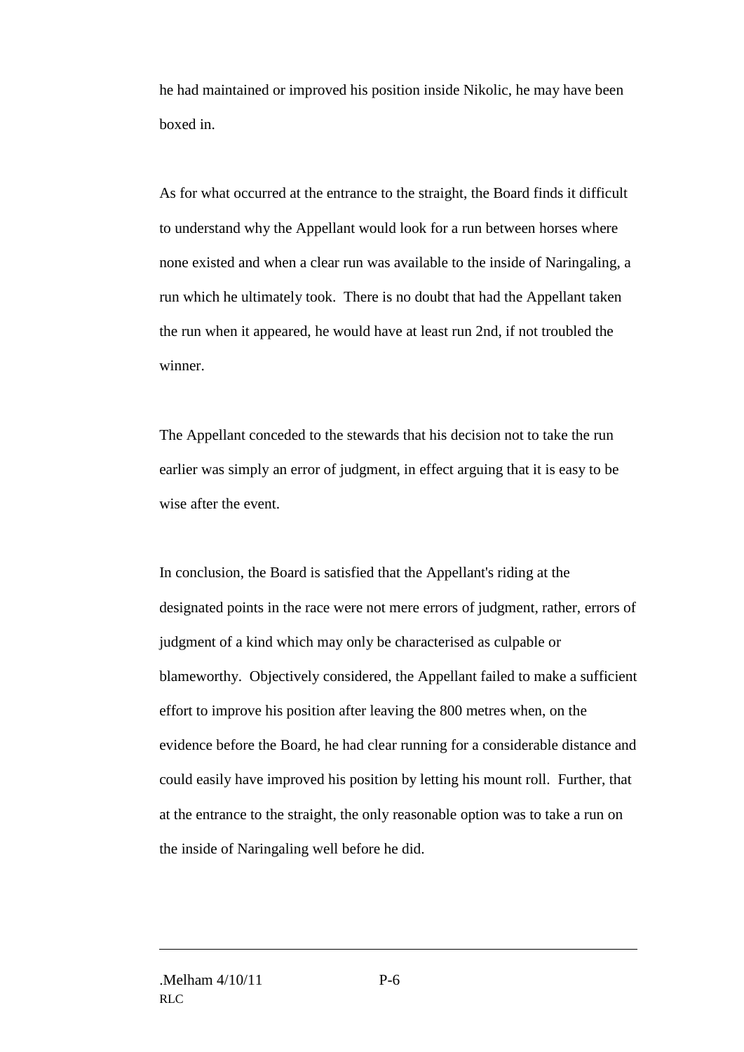he had maintained or improved his position inside Nikolic, he may have been boxed in.

As for what occurred at the entrance to the straight, the Board finds it difficult to understand why the Appellant would look for a run between horses where none existed and when a clear run was available to the inside of Naringaling, a run which he ultimately took. There is no doubt that had the Appellant taken the run when it appeared, he would have at least run 2nd, if not troubled the winner.

The Appellant conceded to the stewards that his decision not to take the run earlier was simply an error of judgment, in effect arguing that it is easy to be wise after the event.

In conclusion, the Board is satisfied that the Appellant's riding at the designated points in the race were not mere errors of judgment, rather, errors of judgment of a kind which may only be characterised as culpable or blameworthy. Objectively considered, the Appellant failed to make a sufficient effort to improve his position after leaving the 800 metres when, on the evidence before the Board, he had clear running for a considerable distance and could easily have improved his position by letting his mount roll. Further, that at the entrance to the straight, the only reasonable option was to take a run on the inside of Naringaling well before he did.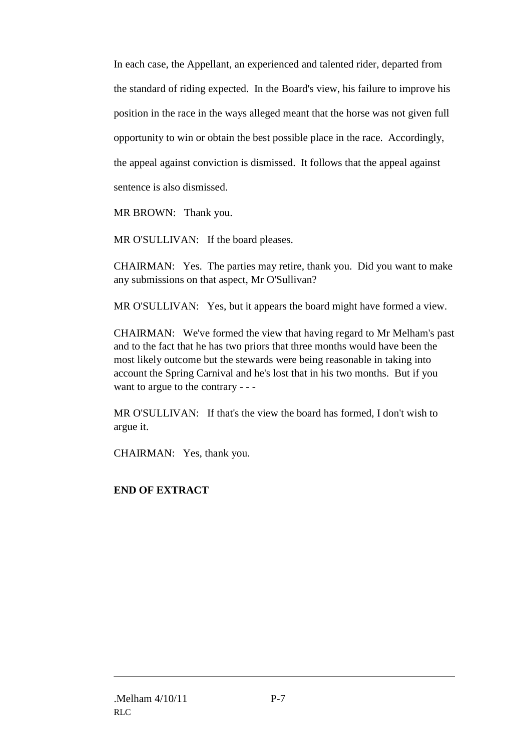In each case, the Appellant, an experienced and talented rider, departed from the standard of riding expected. In the Board's view, his failure to improve his position in the race in the ways alleged meant that the horse was not given full opportunity to win or obtain the best possible place in the race. Accordingly, the appeal against conviction is dismissed. It follows that the appeal against sentence is also dismissed.

MR BROWN: Thank you.

MR O'SULLIVAN: If the board pleases.

CHAIRMAN: Yes. The parties may retire, thank you. Did you want to make any submissions on that aspect, Mr O'Sullivan?

MR O'SULLIVAN: Yes, but it appears the board might have formed a view.

CHAIRMAN: We've formed the view that having regard to Mr Melham's past and to the fact that he has two priors that three months would have been the most likely outcome but the stewards were being reasonable in taking into account the Spring Carnival and he's lost that in his two months. But if you want to argue to the contrary - - -

MR O'SULLIVAN: If that's the view the board has formed, I don't wish to argue it.

CHAIRMAN: Yes, thank you.

**END OF EXTRACT**